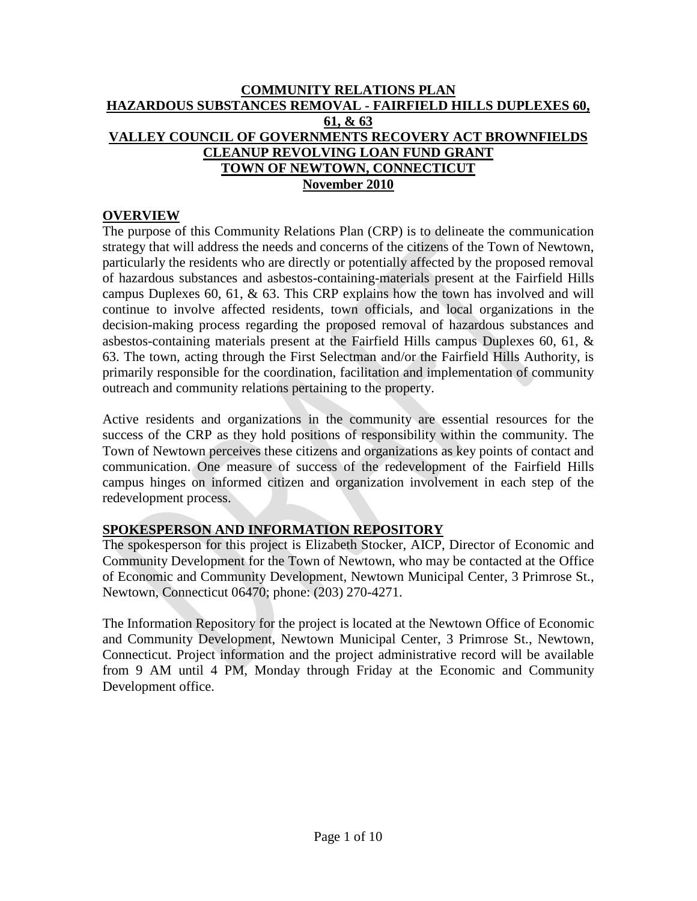# COMMUNITY RELATIONS PLAN
# HAZARDOUS SUBSTANCES REMOVAL - FAIRFIELD HILLS DUPLEXES 60, 61, & 63
# VALLEY COUNCIL OF GOVERNMENTS RECOVERY ACT BROWNFIELDS CLEANUP REVOLVING LOAN FUND GRANT
# TOWN OF NEWTOWN, CONNECTICUT
# November 2010

## OVERVIEW

The purpose of this Community Relations Plan (CRP) is to delineate the communication strategy that will address the needs and concerns of the citizens of the Town of Newtown, particularly the residents who are directly or potentially affected by the proposed removal of hazardous substances and asbestos-containing-materials present at the Fairfield Hills campus Duplexes 60, 61, & 63. This CRP explains how the town has involved and will continue to involve affected residents, town officials, and local organizations in the decision-making process regarding the proposed removal of hazardous substances and asbestos-containing materials present at the Fairfield Hills campus Duplexes 60, 61, & 63. The town, acting through the First Selectman and/or the Fairfield Hills Authority, is primarily responsible for the coordination, facilitation and implementation of community outreach and community relations pertaining to the property.

Active residents and organizations in the community are essential resources for the success of the CRP as they hold positions of responsibility within the community. The Town of Newtown perceives these citizens and organizations as key points of contact and communication. One measure of success of the redevelopment of the Fairfield Hills campus hinges on informed citizen and organization involvement in each step of the redevelopment process.

## SPOKESPERSON AND INFORMATION REPOSITORY

The spokesperson for this project is Elizabeth Stocker, AICP, Director of Economic and Community Development for the Town of Newtown, who may be contacted at the Office of Economic and Community Development, Newtown Municipal Center, 3 Primrose St., Newtown, Connecticut 06470; phone: (203) 270-4271.

The Information Repository for the project is located at the Newtown Office of Economic and Community Development, Newtown Municipal Center, 3 Primrose St., Newtown, Connecticut. Project information and the project administrative record will be available from 9 AM until 4 PM, Monday through Friday at the Economic and Community Development office.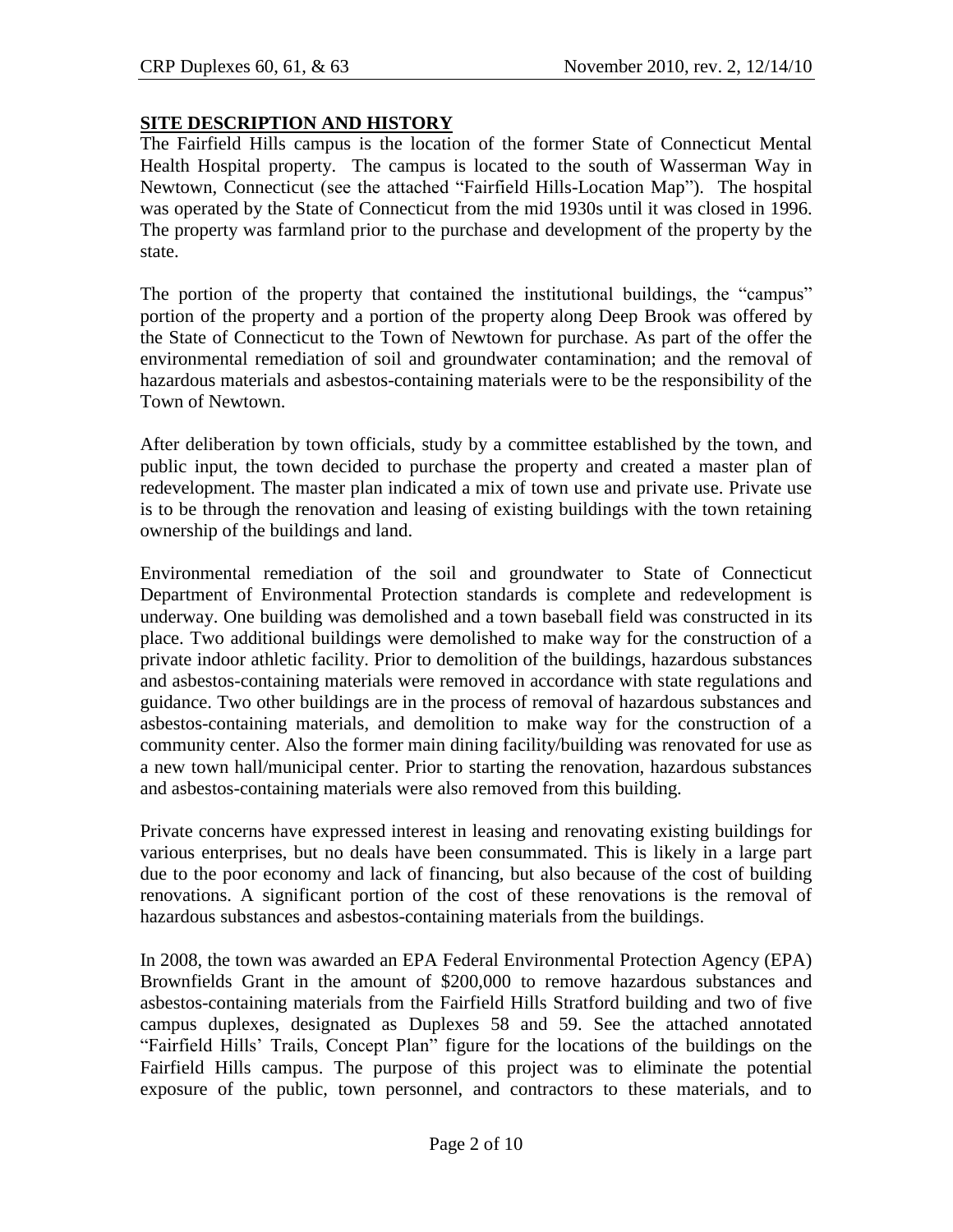## SITE DESCRIPTION AND HISTORY

The Fairfield Hills campus is the location of the former State of Connecticut Mental Health Hospital property. The campus is located to the south of Wasserman Way in Newtown, Connecticut (see the attached "Fairfield Hills-Location Map"). The hospital was operated by the State of Connecticut from the mid 1930s until it was closed in 1996. The property was farmland prior to the purchase and development of the property by the state.

The portion of the property that contained the institutional buildings, the "campus" portion of the property and a portion of the property along Deep Brook was offered by the State of Connecticut to the Town of Newtown for purchase. As part of the offer the environmental remediation of soil and groundwater contamination; and the removal of hazardous materials and asbestos-containing materials were to be the responsibility of the Town of Newtown.

After deliberation by town officials, study by a committee established by the town, and public input, the town decided to purchase the property and created a master plan of redevelopment. The master plan indicated a mix of town use and private use. Private use is to be through the renovation and leasing of existing buildings with the town retaining ownership of the buildings and land.

Environmental remediation of the soil and groundwater to State of Connecticut Department of Environmental Protection standards is complete and redevelopment is underway. One building was demolished and a town baseball field was constructed in its place. Two additional buildings were demolished to make way for the construction of a private indoor athletic facility. Prior to demolition of the buildings, hazardous substances and asbestos-containing materials were removed in accordance with state regulations and guidance. Two other buildings are in the process of removal of hazardous substances and asbestos-containing materials, and demolition to make way for the construction of a community center. Also the former main dining facility/building was renovated for use as a new town hall/municipal center. Prior to starting the renovation, hazardous substances and asbestos-containing materials were also removed from this building.

Private concerns have expressed interest in leasing and renovating existing buildings for various enterprises, but no deals have been consummated. This is likely in a large part due to the poor economy and lack of financing, but also because of the cost of building renovations. A significant portion of the cost of these renovations is the removal of hazardous substances and asbestos-containing materials from the buildings.

In 2008, the town was awarded an EPA Federal Environmental Protection Agency (EPA) Brownfields Grant in the amount of $200,000 to remove hazardous substances and asbestos-containing materials from the Fairfield Hills Stratford building and two of five campus duplexes, designated as Duplexes 58 and 59. See the attached annotated "Fairfield Hills' Trails, Concept Plan" figure for the locations of the buildings on the Fairfield Hills campus. The purpose of this project was to eliminate the potential exposure of the public, town personnel, and contractors to these materials, and to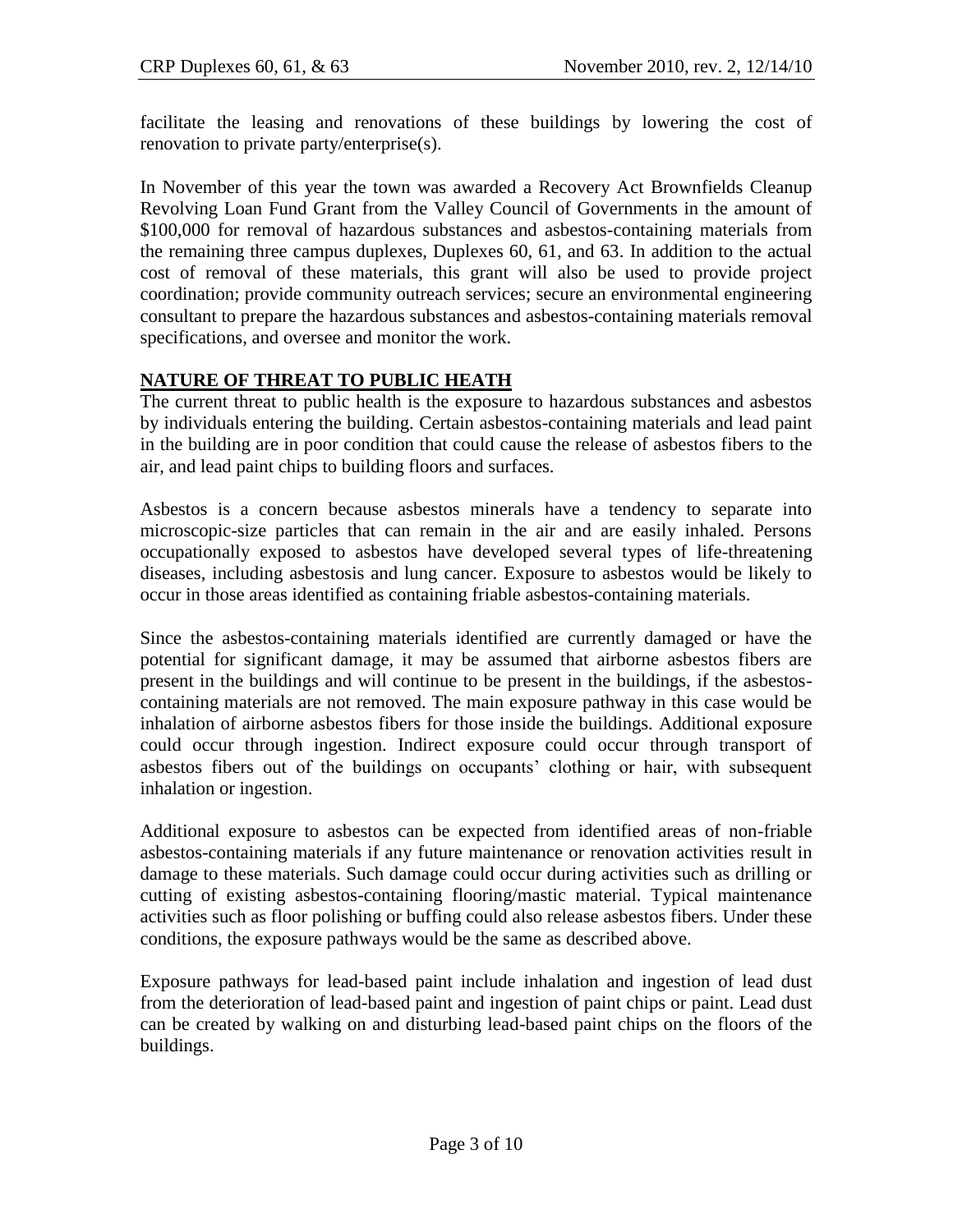facilitate the leasing and renovations of these buildings by lowering the cost of renovation to private party/enterprise(s).

In November of this year the town was awarded a Recovery Act Brownfields Cleanup Revolving Loan Fund Grant from the Valley Council of Governments in the amount of $100,000 for removal of hazardous substances and asbestos-containing materials from the remaining three campus duplexes, Duplexes 60, 61, and 63. In addition to the actual cost of removal of these materials, this grant will also be used to provide project coordination; provide community outreach services; secure an environmental engineering consultant to prepare the hazardous substances and asbestos-containing materials removal specifications, and oversee and monitor the work.

## NATURE OF THREAT TO PUBLIC HEATH

The current threat to public health is the exposure to hazardous substances and asbestos by individuals entering the building. Certain asbestos-containing materials and lead paint in the building are in poor condition that could cause the release of asbestos fibers to the air, and lead paint chips to building floors and surfaces.

Asbestos is a concern because asbestos minerals have a tendency to separate into microscopic-size particles that can remain in the air and are easily inhaled. Persons occupationally exposed to asbestos have developed several types of life-threatening diseases, including asbestosis and lung cancer. Exposure to asbestos would be likely to occur in those areas identified as containing friable asbestos-containing materials.

Since the asbestos-containing materials identified are currently damaged or have the potential for significant damage, it may be assumed that airborne asbestos fibers are present in the buildings and will continue to be present in the buildings, if the asbestos-containing materials are not removed. The main exposure pathway in this case would be inhalation of airborne asbestos fibers for those inside the buildings. Additional exposure could occur through ingestion. Indirect exposure could occur through transport of asbestos fibers out of the buildings on occupants' clothing or hair, with subsequent inhalation or ingestion.

Additional exposure to asbestos can be expected from identified areas of non-friable asbestos-containing materials if any future maintenance or renovation activities result in damage to these materials. Such damage could occur during activities such as drilling or cutting of existing asbestos-containing flooring/mastic material. Typical maintenance activities such as floor polishing or buffing could also release asbestos fibers. Under these conditions, the exposure pathways would be the same as described above.

Exposure pathways for lead-based paint include inhalation and ingestion of lead dust from the deterioration of lead-based paint and ingestion of paint chips or paint. Lead dust can be created by walking on and disturbing lead-based paint chips on the floors of the buildings.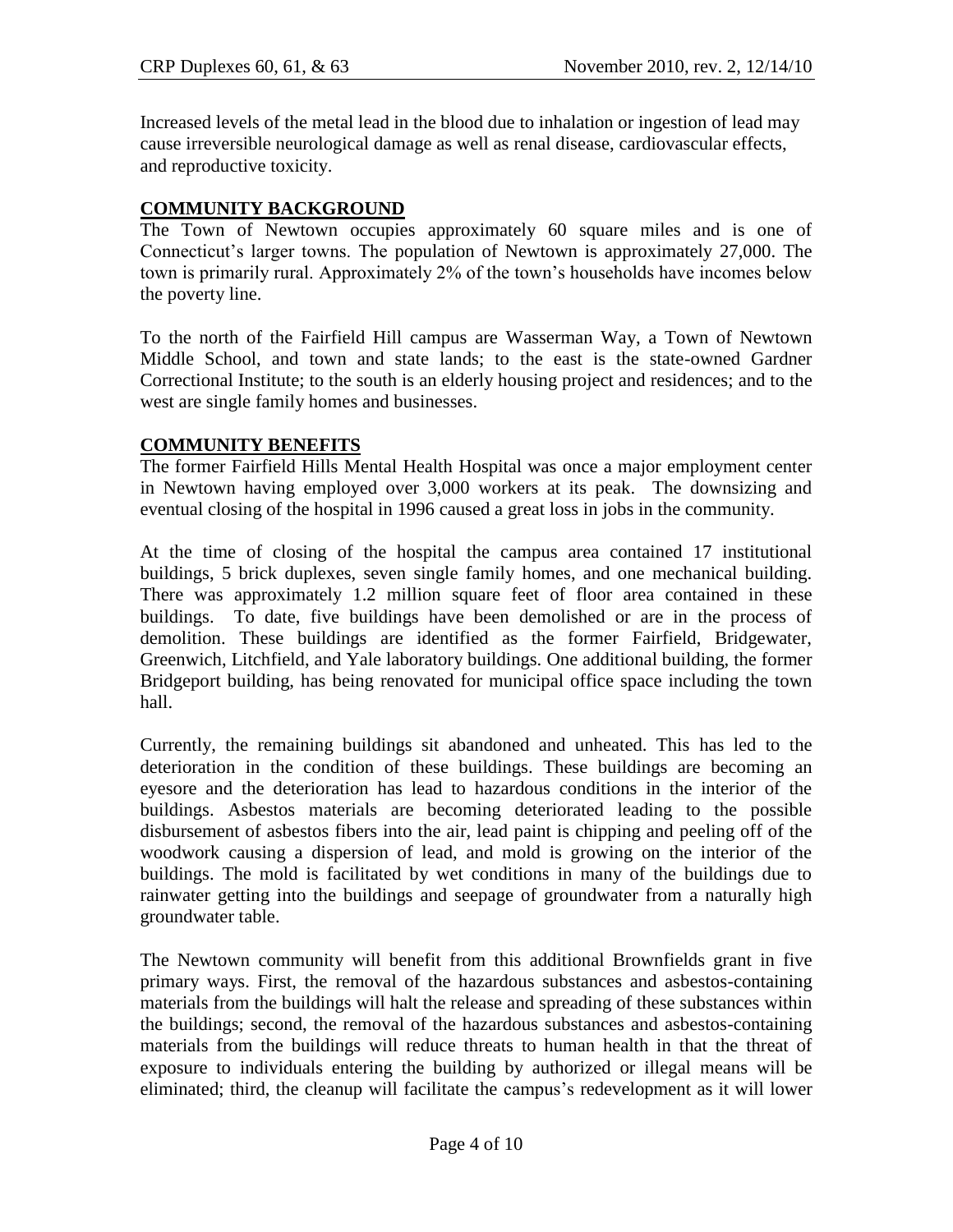Increased levels of the metal lead in the blood due to inhalation or ingestion of lead may cause irreversible neurological damage as well as renal disease, cardiovascular effects, and reproductive toxicity.

## COMMUNITY BACKGROUND

The Town of Newtown occupies approximately 60 square miles and is one of Connecticut's larger towns. The population of Newtown is approximately 27,000. The town is primarily rural. Approximately 2% of the town's households have incomes below the poverty line.

To the north of the Fairfield Hill campus are Wasserman Way, a Town of Newtown Middle School, and town and state lands; to the east is the state-owned Gardner Correctional Institute; to the south is an elderly housing project and residences; and to the west are single family homes and businesses.

## COMMUNITY BENEFITS

The former Fairfield Hills Mental Health Hospital was once a major employment center in Newtown having employed over 3,000 workers at its peak. The downsizing and eventual closing of the hospital in 1996 caused a great loss in jobs in the community.

At the time of closing of the hospital the campus area contained 17 institutional buildings, 5 brick duplexes, seven single family homes, and one mechanical building. There was approximately 1.2 million square feet of floor area contained in these buildings. To date, five buildings have been demolished or are in the process of demolition. These buildings are identified as the former Fairfield, Bridgewater, Greenwich, Litchfield, and Yale laboratory buildings. One additional building, the former Bridgeport building, has being renovated for municipal office space including the town hall.

Currently, the remaining buildings sit abandoned and unheated. This has led to the deterioration in the condition of these buildings. These buildings are becoming an eyesore and the deterioration has lead to hazardous conditions in the interior of the buildings. Asbestos materials are becoming deteriorated leading to the possible disbursement of asbestos fibers into the air, lead paint is chipping and peeling off of the woodwork causing a dispersion of lead, and mold is growing on the interior of the buildings. The mold is facilitated by wet conditions in many of the buildings due to rainwater getting into the buildings and seepage of groundwater from a naturally high groundwater table.

The Newtown community will benefit from this additional Brownfields grant in five primary ways. First, the removal of the hazardous substances and asbestos-containing materials from the buildings will halt the release and spreading of these substances within the buildings; second, the removal of the hazardous substances and asbestos-containing materials from the buildings will reduce threats to human health in that the threat of exposure to individuals entering the building by authorized or illegal means will be eliminated; third, the cleanup will facilitate the campus's redevelopment as it will lower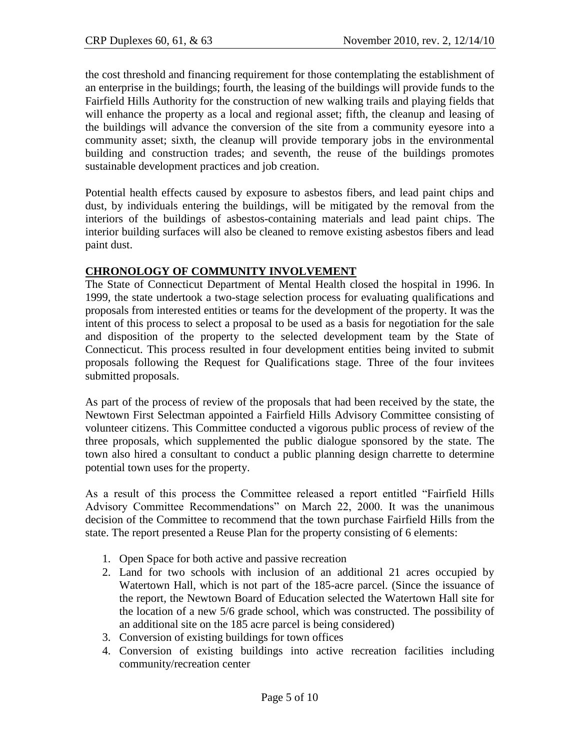the cost threshold and financing requirement for those contemplating the establishment of an enterprise in the buildings; fourth, the leasing of the buildings will provide funds to the Fairfield Hills Authority for the construction of new walking trails and playing fields that will enhance the property as a local and regional asset; fifth, the cleanup and leasing of the buildings will advance the conversion of the site from a community eyesore into a community asset; sixth, the cleanup will provide temporary jobs in the environmental building and construction trades; and seventh, the reuse of the buildings promotes sustainable development practices and job creation.

Potential health effects caused by exposure to asbestos fibers, and lead paint chips and dust, by individuals entering the buildings, will be mitigated by the removal from the interiors of the buildings of asbestos-containing materials and lead paint chips. The interior building surfaces will also be cleaned to remove existing asbestos fibers and lead paint dust.

## CHRONOLOGY OF COMMUNITY INVOLVEMENT

The State of Connecticut Department of Mental Health closed the hospital in 1996. In 1999, the state undertook a two-stage selection process for evaluating qualifications and proposals from interested entities or teams for the development of the property. It was the intent of this process to select a proposal to be used as a basis for negotiation for the sale and disposition of the property to the selected development team by the State of Connecticut. This process resulted in four development entities being invited to submit proposals following the Request for Qualifications stage. Three of the four invitees submitted proposals.

As part of the process of review of the proposals that had been received by the state, the Newtown First Selectman appointed a Fairfield Hills Advisory Committee consisting of volunteer citizens. This Committee conducted a vigorous public process of review of the three proposals, which supplemented the public dialogue sponsored by the state. The town also hired a consultant to conduct a public planning design charrette to determine potential town uses for the property.

As a result of this process the Committee released a report entitled "Fairfield Hills Advisory Committee Recommendations" on March 22, 2000. It was the unanimous decision of the Committee to recommend that the town purchase Fairfield Hills from the state. The report presented a Reuse Plan for the property consisting of 6 elements:

1. Open Space for both active and passive recreation
2. Land for two schools with inclusion of an additional 21 acres occupied by Watertown Hall, which is not part of the 185-acre parcel. (Since the issuance of the report, the Newtown Board of Education selected the Watertown Hall site for the location of a new 5/6 grade school, which was constructed. The possibility of an additional site on the 185 acre parcel is being considered)
3. Conversion of existing buildings for town offices
4. Conversion of existing buildings into active recreation facilities including community/recreation center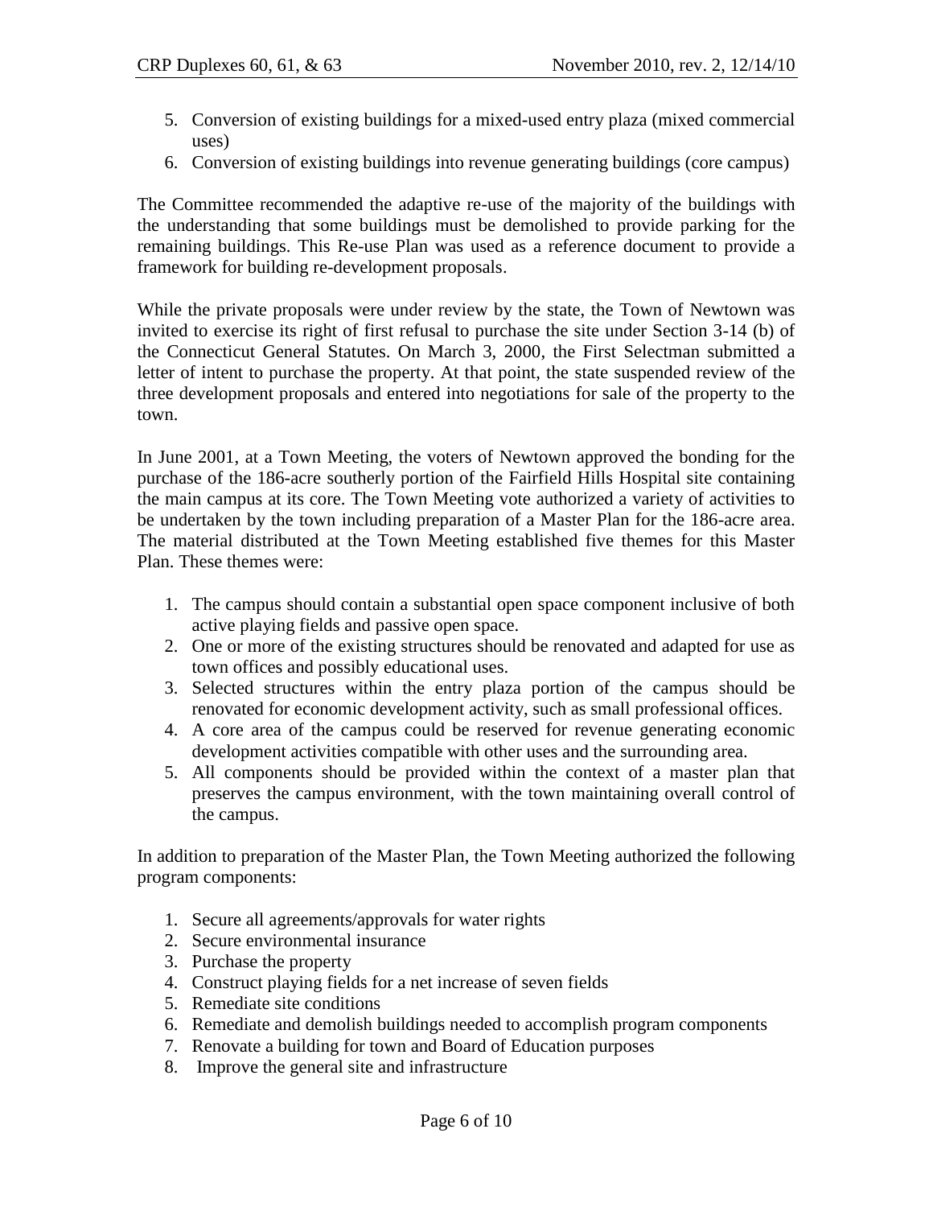5. Conversion of existing buildings for a mixed-used entry plaza (mixed commercial uses)
6. Conversion of existing buildings into revenue generating buildings (core campus)

The Committee recommended the adaptive re-use of the majority of the buildings with the understanding that some buildings must be demolished to provide parking for the remaining buildings. This Re-use Plan was used as a reference document to provide a framework for building re-development proposals.

While the private proposals were under review by the state, the Town of Newtown was invited to exercise its right of first refusal to purchase the site under Section 3-14 (b) of the Connecticut General Statutes. On March 3, 2000, the First Selectman submitted a letter of intent to purchase the property. At that point, the state suspended review of the three development proposals and entered into negotiations for sale of the property to the town.

In June 2001, at a Town Meeting, the voters of Newtown approved the bonding for the purchase of the 186-acre southerly portion of the Fairfield Hills Hospital site containing the main campus at its core. The Town Meeting vote authorized a variety of activities to be undertaken by the town including preparation of a Master Plan for the 186-acre area. The material distributed at the Town Meeting established five themes for this Master Plan. These themes were:

1. The campus should contain a substantial open space component inclusive of both active playing fields and passive open space.
2. One or more of the existing structures should be renovated and adapted for use as town offices and possibly educational uses.
3. Selected structures within the entry plaza portion of the campus should be renovated for economic development activity, such as small professional offices.
4. A core area of the campus could be reserved for revenue generating economic development activities compatible with other uses and the surrounding area.
5. All components should be provided within the context of a master plan that preserves the campus environment, with the town maintaining overall control of the campus.

In addition to preparation of the Master Plan, the Town Meeting authorized the following program components:

1. Secure all agreements/approvals for water rights
2. Secure environmental insurance
3. Purchase the property
4. Construct playing fields for a net increase of seven fields
5. Remediate site conditions
6. Remediate and demolish buildings needed to accomplish program components
7. Renovate a building for town and Board of Education purposes
8. Improve the general site and infrastructure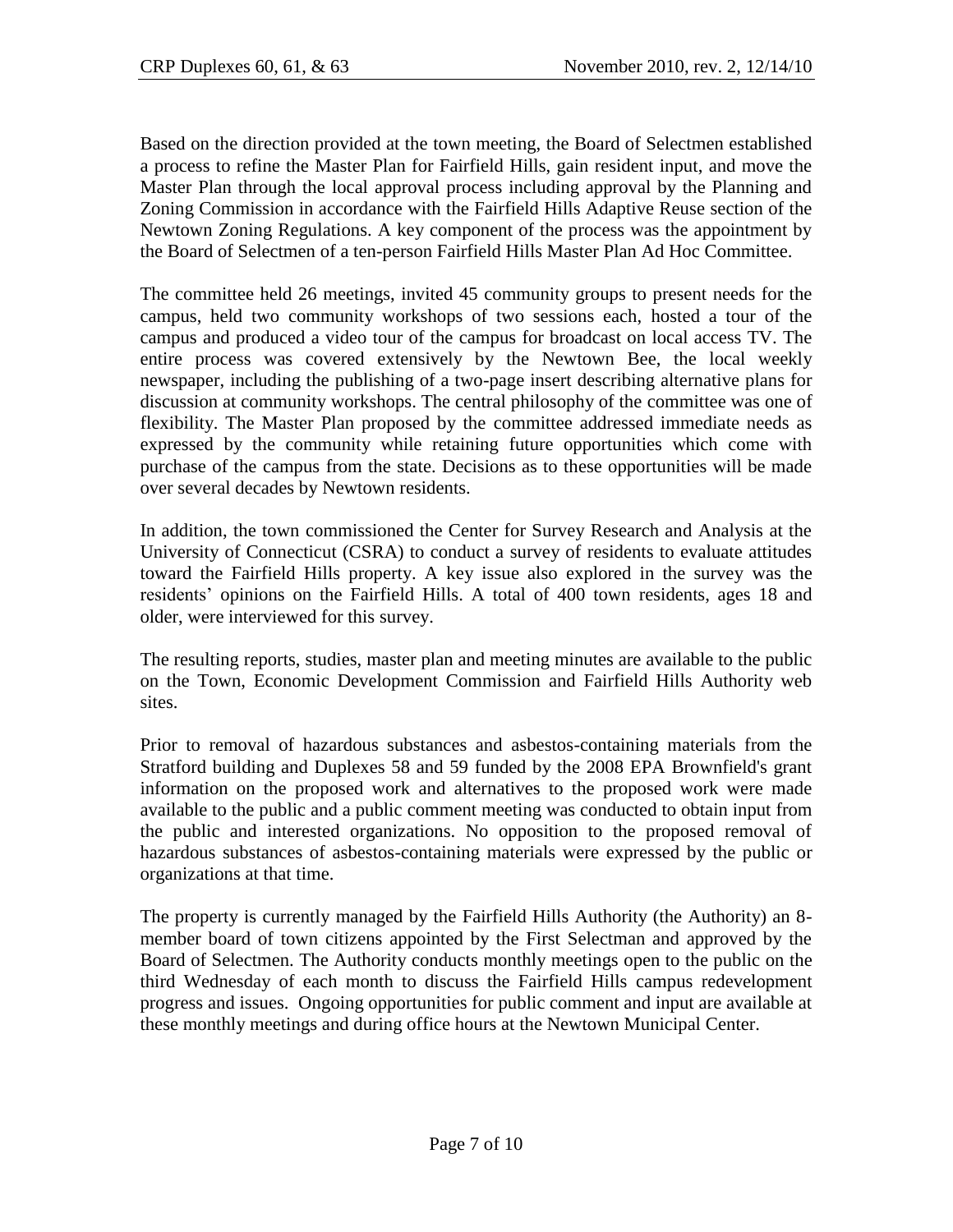Based on the direction provided at the town meeting, the Board of Selectmen established a process to refine the Master Plan for Fairfield Hills, gain resident input, and move the Master Plan through the local approval process including approval by the Planning and Zoning Commission in accordance with the Fairfield Hills Adaptive Reuse section of the Newtown Zoning Regulations. A key component of the process was the appointment by the Board of Selectmen of a ten-person Fairfield Hills Master Plan Ad Hoc Committee.

The committee held 26 meetings, invited 45 community groups to present needs for the campus, held two community workshops of two sessions each, hosted a tour of the campus and produced a video tour of the campus for broadcast on local access TV. The entire process was covered extensively by the Newtown Bee, the local weekly newspaper, including the publishing of a two-page insert describing alternative plans for discussion at community workshops. The central philosophy of the committee was one of flexibility. The Master Plan proposed by the committee addressed immediate needs as expressed by the community while retaining future opportunities which come with purchase of the campus from the state. Decisions as to these opportunities will be made over several decades by Newtown residents.

In addition, the town commissioned the Center for Survey Research and Analysis at the University of Connecticut (CSRA) to conduct a survey of residents to evaluate attitudes toward the Fairfield Hills property. A key issue also explored in the survey was the residents' opinions on the Fairfield Hills. A total of 400 town residents, ages 18 and older, were interviewed for this survey.

The resulting reports, studies, master plan and meeting minutes are available to the public on the Town, Economic Development Commission and Fairfield Hills Authority web sites.

Prior to removal of hazardous substances and asbestos-containing materials from the Stratford building and Duplexes 58 and 59 funded by the 2008 EPA Brownfield's grant information on the proposed work and alternatives to the proposed work were made available to the public and a public comment meeting was conducted to obtain input from the public and interested organizations. No opposition to the proposed removal of hazardous substances of asbestos-containing materials were expressed by the public or organizations at that time.

The property is currently managed by the Fairfield Hills Authority (the Authority) an 8-member board of town citizens appointed by the First Selectman and approved by the Board of Selectmen. The Authority conducts monthly meetings open to the public on the third Wednesday of each month to discuss the Fairfield Hills campus redevelopment progress and issues. Ongoing opportunities for public comment and input are available at these monthly meetings and during office hours at the Newtown Municipal Center.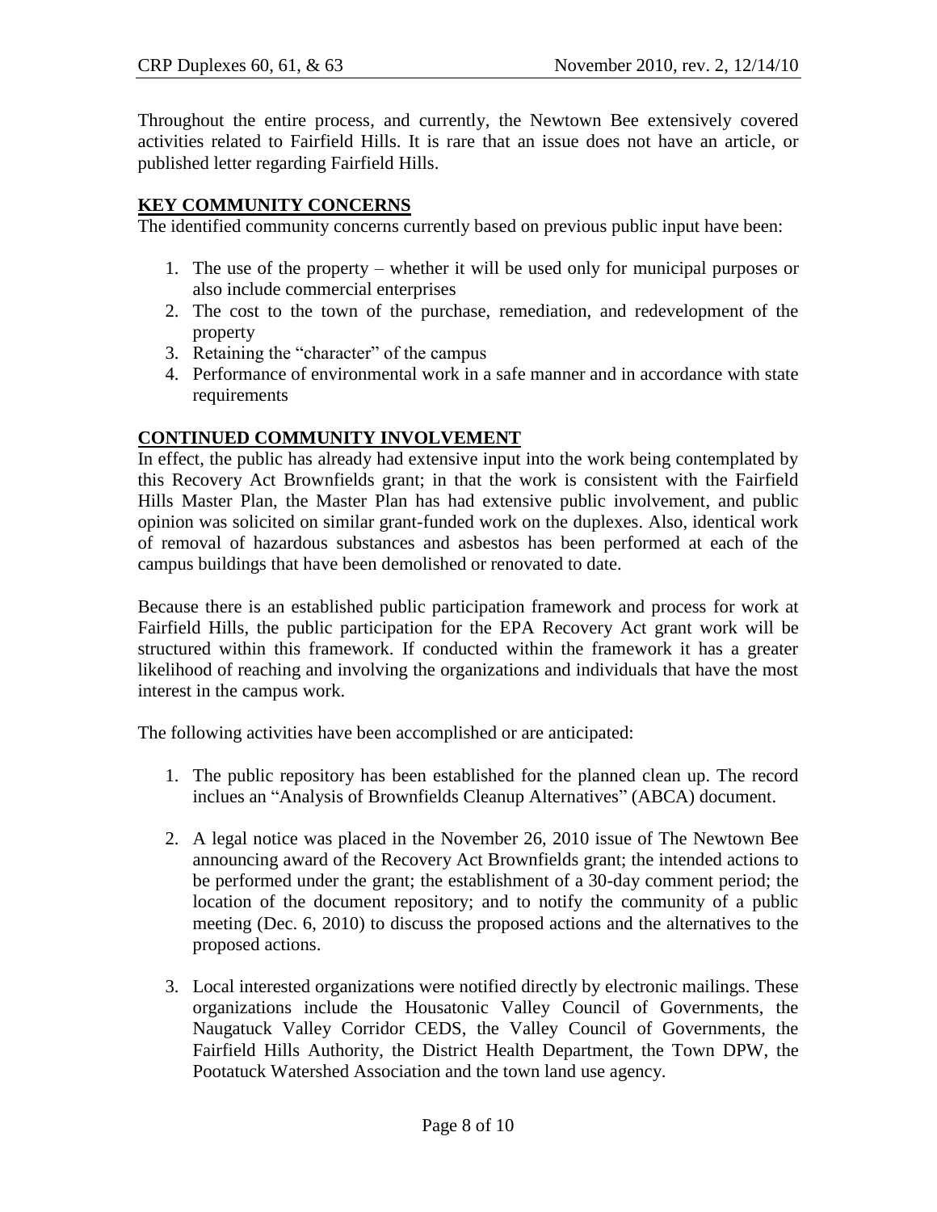Throughout the entire process, and currently, the Newtown Bee extensively covered activities related to Fairfield Hills. It is rare that an issue does not have an article, or published letter regarding Fairfield Hills.

## KEY COMMUNITY CONCERNS

The identified community concerns currently based on previous public input have been:

1. The use of the property – whether it will be used only for municipal purposes or also include commercial enterprises
2. The cost to the town of the purchase, remediation, and redevelopment of the property
3. Retaining the "character" of the campus
4. Performance of environmental work in a safe manner and in accordance with state requirements

## CONTINUED COMMUNITY INVOLVEMENT

In effect, the public has already had extensive input into the work being contemplated by this Recovery Act Brownfields grant; in that the work is consistent with the Fairfield Hills Master Plan, the Master Plan has had extensive public involvement, and public opinion was solicited on similar grant-funded work on the duplexes. Also, identical work of removal of hazardous substances and asbestos has been performed at each of the campus buildings that have been demolished or renovated to date.

Because there is an established public participation framework and process for work at Fairfield Hills, the public participation for the EPA Recovery Act grant work will be structured within this framework. If conducted within the framework it has a greater likelihood of reaching and involving the organizations and individuals that have the most interest in the campus work.

The following activities have been accomplished or are anticipated:

1. The public repository has been established for the planned clean up. The record inclues an "Analysis of Brownfields Cleanup Alternatives" (ABCA) document.

2. A legal notice was placed in the November 26, 2010 issue of The Newtown Bee announcing award of the Recovery Act Brownfields grant; the intended actions to be performed under the grant; the establishment of a 30-day comment period; the location of the document repository; and to notify the community of a public meeting (Dec. 6, 2010) to discuss the proposed actions and the alternatives to the proposed actions.

3. Local interested organizations were notified directly by electronic mailings. These organizations include the Housatonic Valley Council of Governments, the Naugatuck Valley Corridor CEDS, the Valley Council of Governments, the Fairfield Hills Authority, the District Health Department, the Town DPW, the Pootatuck Watershed Association and the town land use agency.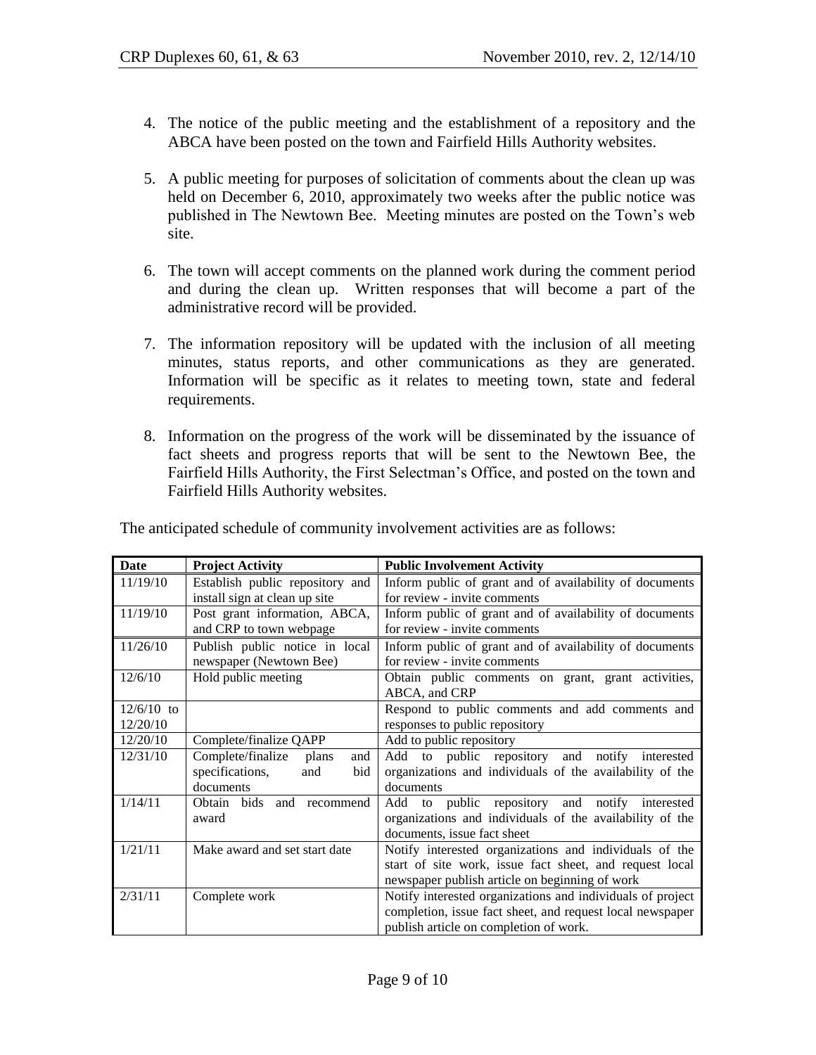4. The notice of the public meeting and the establishment of a repository and the ABCA have been posted on the town and Fairfield Hills Authority websites.

5. A public meeting for purposes of solicitation of comments about the clean up was held on December 6, 2010, approximately two weeks after the public notice was published in The Newtown Bee. Meeting minutes are posted on the Town's web site.

6. The town will accept comments on the planned work during the comment period and during the clean up. Written responses that will become a part of the administrative record will be provided.

7. The information repository will be updated with the inclusion of all meeting minutes, status reports, and other communications as they are generated. Information will be specific as it relates to meeting town, state and federal requirements.

8. Information on the progress of the work will be disseminated by the issuance of fact sheets and progress reports that will be sent to the Newtown Bee, the Fairfield Hills Authority, the First Selectman's Office, and posted on the town and Fairfield Hills Authority websites.

The anticipated schedule of community involvement activities are as follows:

| Date | Project Activity | Public Involvement Activity |
|---|---|---|
| 11/19/10 | Establish public repository and install sign at clean up site | Inform public of grant and of availability of documents for review - invite comments |
| 11/19/10 | Post grant information, ABCA, and CRP to town webpage | Inform public of grant and of availability of documents for review - invite comments |
| 11/26/10 | Publish public notice in local newspaper (Newtown Bee) | Inform public of grant and of availability of documents for review - invite comments |
| 12/6/10 | Hold public meeting | Obtain public comments on grant, grant activities, ABCA, and CRP |
| 12/6/10 to 12/20/10 | | Respond to public comments and add comments and responses to public repository |
| 12/20/10 | Complete/finalize QAPP | Add to public repository |
| 12/31/10 | Complete/finalize plans and specifications, and bid documents | Add to public repository and notify interested organizations and individuals of the availability of the documents |
| 1/14/11 | Obtain bids and recommend award | Add to public repository and notify interested organizations and individuals of the availability of the documents, issue fact sheet |
| 1/21/11 | Make award and set start date | Notify interested organizations and individuals of the start of site work, issue fact sheet, and request local newspaper publish article on beginning of work |
| 2/31/11 | Complete work | Notify interested organizations and individuals of project completion, issue fact sheet, and request local newspaper publish article on completion of work. |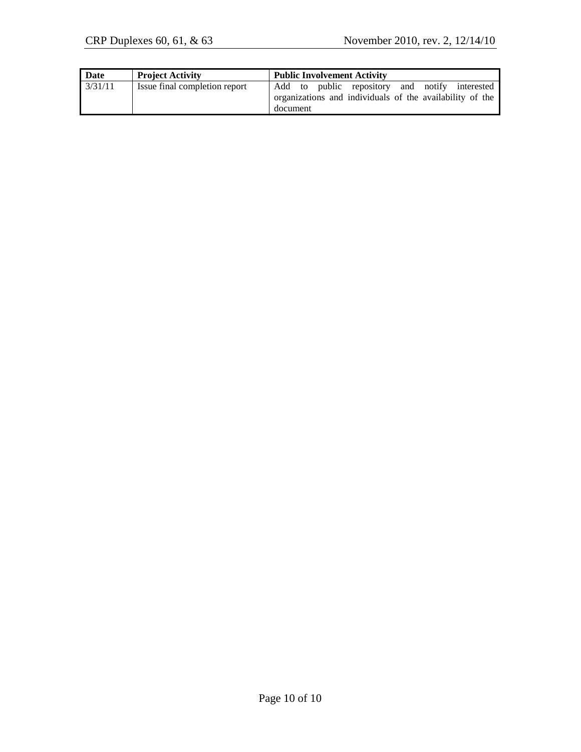| Date | Project Activity | Public Involvement Activity |
| --- | --- | --- |
| 3/31/11 | Issue final completion report | Add to public repository and notify interested organizations and individuals of the availability of the document |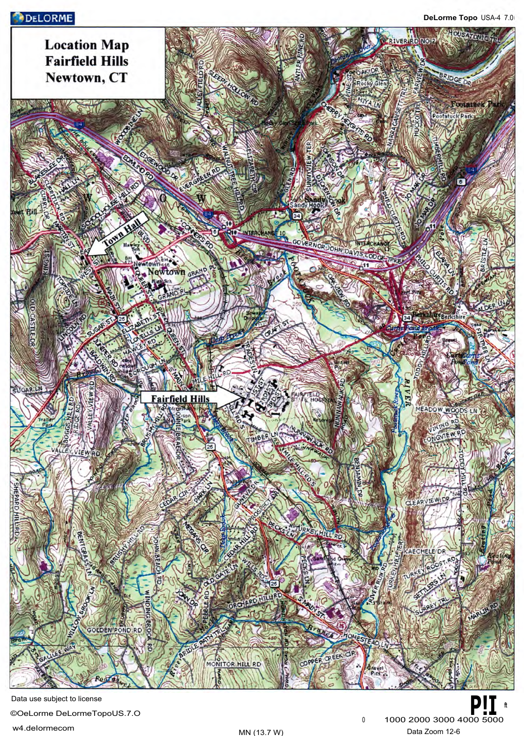DeLorme Topo USA-4 7.0

# Location Map Fairfield Hills Newtown, CT

Town Hall

Fairfield Hills

Data use subject to license

©DeLorme DeLormeTopoUS.7.0

w4.delorme.com

MN (13.7 W)

0 1000 2000 3000 4000 5000 ft

Data Zoom 12-6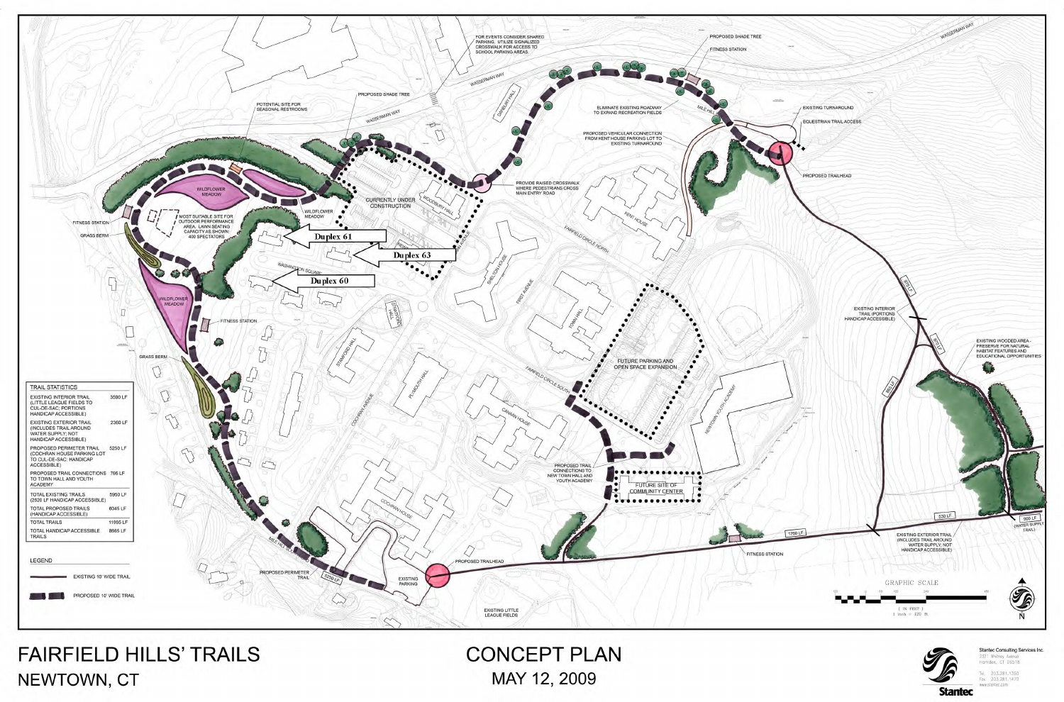# FAIRFIELD HILLS' TRAILS

NEWTOWN, CT

## CONCEPT PLAN

MAY 12, 2009

| TRAIL STATISTICS | |
|---|---|
| EXISTING INTERIOR TRAIL (LITTLE LEAGUE FIELDS TO CUL-DE-SAC; PORTIONS HANDICAP ACCESSIBLE) | 3590 LF |
| EXISTING EXTERIOR TRAIL (INCLUDES TRAIL AROUND WATER SUPPLY; NOT HANDICAP ACCESSIBLE) | 2360 LF |
| PROPOSED PERIMETER TRAIL (COCHRAN HOUSE PARKING LOT TO CUL-DE-SAC; HANDICAP ACCESSIBLE) | 5250 LF |
| PROPOSED TRAIL CONNECTIONS TO TOWN HALL AND YOUTH ACADEMY | 795 LF |
| TOTAL EXISTING TRAILS (2620 LF HANDICAP ACCESSIBLE) | 5950 LF |
| TOTAL PROPOSED TRAILS (HANDICAP ACCESSIBLE) | 6045 LF |
| TOTAL TRAILS | 11995 LF |
| TOTAL HANDICAP ACCESSIBLE TRAILS | 8665 LF |

LEGEND

EXISTING 10' WIDE TRAIL

PROPOSED 10' WIDE TRAIL

FOR EVENTS CONSIDER SHARED PARKING. UTILIZE SIGNALIZED CROSSWALK FOR ACCESS TO SCHOOL PARKING AREAS.

PROPOSED SHADE TREE

FITNESS STATION

POTENTIAL SITE FOR SEASONAL RESTROOMS

WASSERMAN WAY

ELIMINATE EXISTING ROADWAY TO EXPAND RECREATION FIELDS

EXISTING TURNAROUND

EQUESTRIAN TRAIL ACCESS

PROPOSED VEHICULAR CONNECTION FROM KENT HOUSE PARKING LOT TO EXISTING TURNAROUND

PROPOSED TRAILHEAD

WILDFLOWER MEADOW

CURRENTLY UNDER CONSTRUCTION

PROVIDE RAISED CROSSWALK WHERE PEDESTRIANS CROSS MAIN ENTRY ROAD

MOST SUITABLE SITE FOR OUTDOOR PERFORMANCE AREA. LAWN SEATING CAPACITY AS SHOWN: 400 SPECTATORS

GRASS BERM

Duplex 61

Duplex 63

Duplex 60

WASHINGTON SQUARE

WOODBURY HALL

DANBURY HALL

SHELTON HOUSE

KENT HOUSE

FAIRFIELD CIRCLE NORTH

FIRST AVENUE

TOWN HALL

STRATFORD HALL

STAMFORD HALL

PLYMOUTH HALL

CANAAN HOUSE

COCHRAN AVENUE

COCHRAN HOUSE

FAIRFIELD CIRCLE SOUTH

FUTURE PARKING AND OPEN SPACE EXPANSION

NEWTOWN YOUTH ACADEMY

EXISTING INTERIOR TRAIL (PORTIONS HANDICAP ACCESSIBLE)

EXISTING WOODED AREA - PRESERVE FOR NATURAL HABITAT FEATURES AND EDUCATIONAL OPPORTUNITIES

PROPOSED TRAIL CONNECTIONS TO NEW TOWN HALL AND YOUTH ACADEMY

FUTURE SITE OF COMMUNITY CENTER

MILE HILL

PROPOSED PERIMETER TRAIL

5250 LF

EXISTING PARKING

PROPOSED TRAILHEAD

EXISTING LITTLE LEAGUE FIELDS

1760 LF

530 LF

860 LF

EXISTING EXTERIOR TRAIL (INCLUDES TRAIL AROUND WATER SUPPLY; NOT HANDICAP ACCESSIBLE)

GRAPHIC SCALE

( IN FEET )
1 inch = 120 ft.

Stantec Consulting Services Inc.
2321 Whitney Avenue
Hamden, CT 06518

Tel. 203.281.1350
Fax. 203.281.1470
www.stantec.com